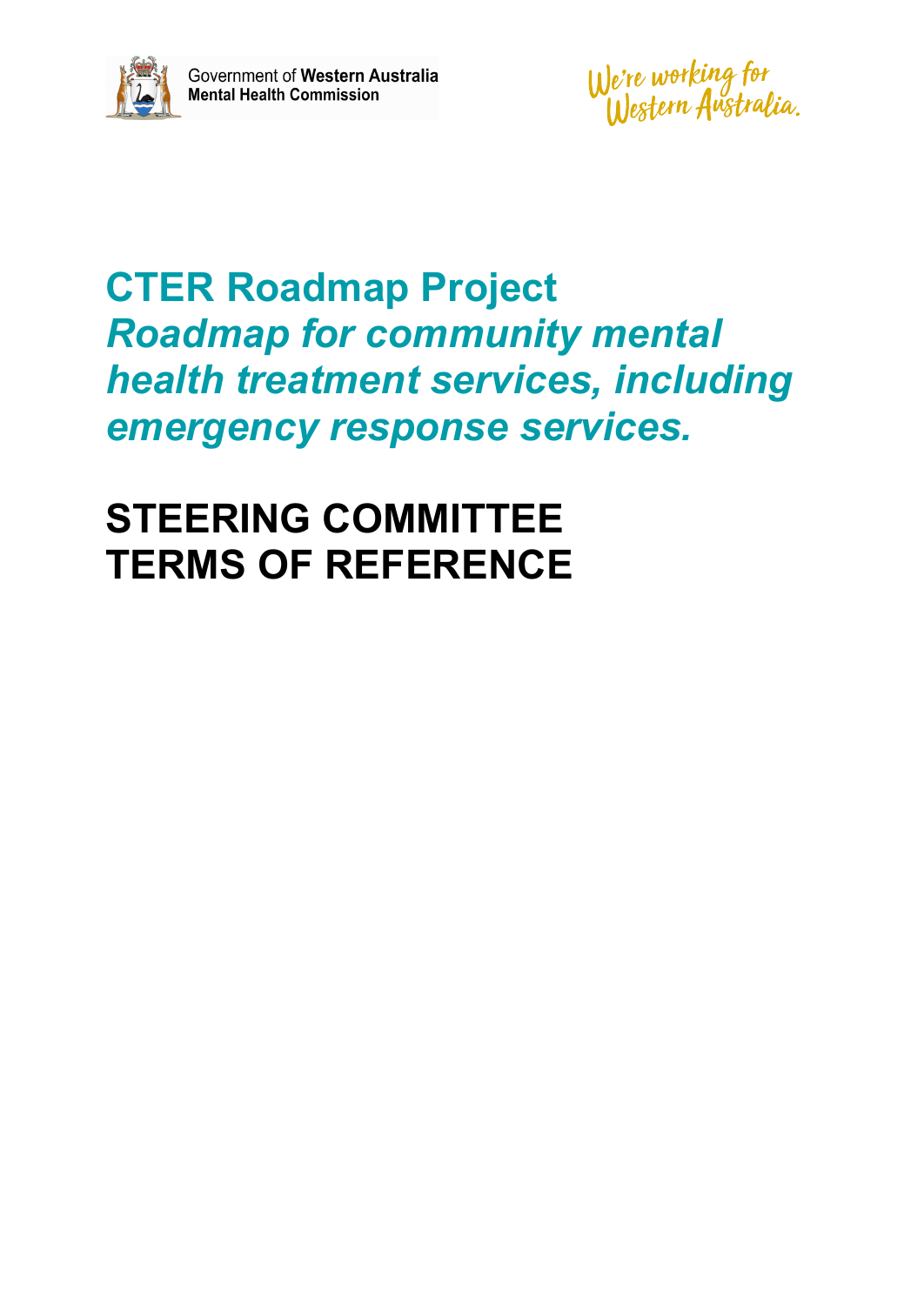Government of **Western Australia**
**Mental Health Commission**

*We're working for Western Australia.*

# CTER Roadmap Project

## *Roadmap for community mental health treatment services, including emergency response services.*

# STEERING COMMITTEE TERMS OF REFERENCE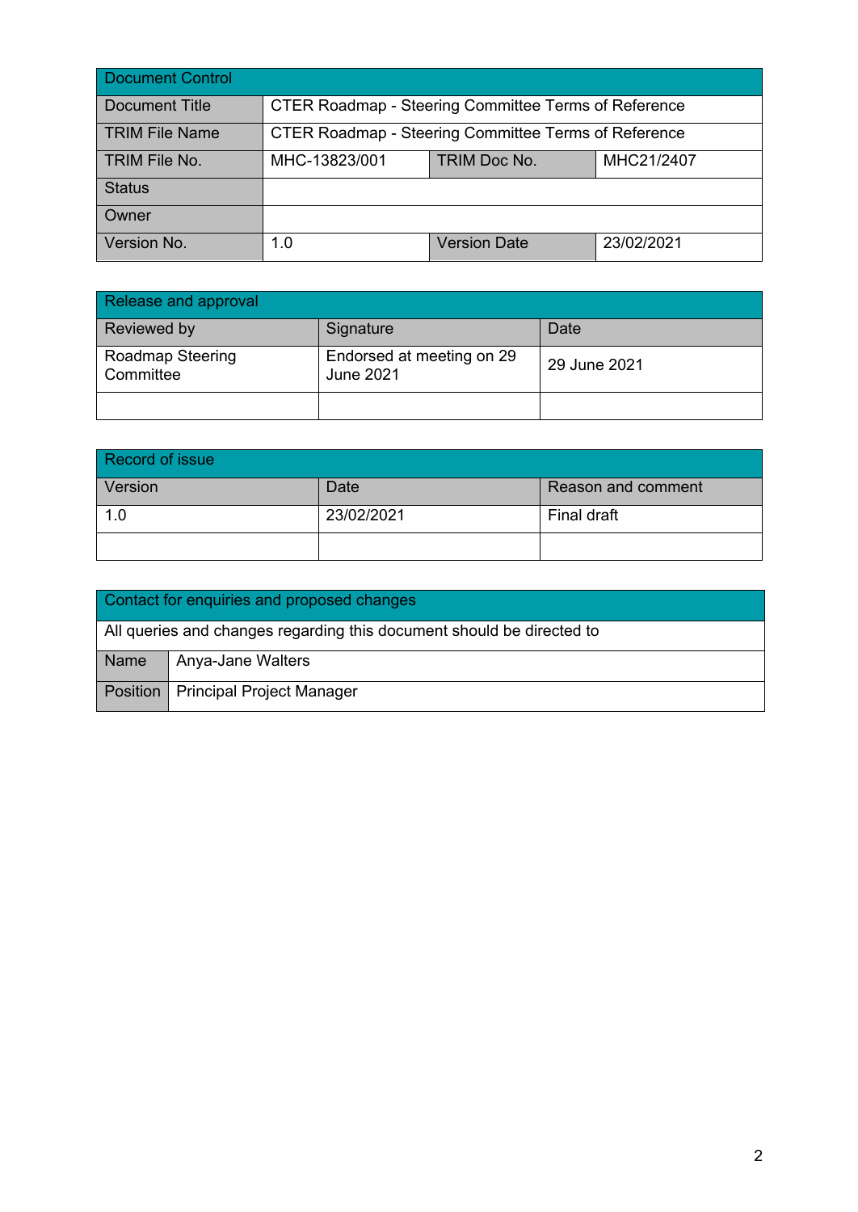| Document Control | | | |
|---|---|---|---|
| Document Title | CTER Roadmap - Steering Committee Terms of Reference | | |
| TRIM File Name | CTER Roadmap - Steering Committee Terms of Reference | | |
| TRIM File No. | MHC-13823/001 | TRIM Doc No. | MHC21/2407 |
| Status | | | |
| Owner | | | |
| Version No. | 1.0 | Version Date | 23/02/2021 |

| Release and approval | | |
|---|---|---|
| Reviewed by | Signature | Date |
| Roadmap Steering Committee | Endorsed at meeting on 29 June 2021 | 29 June 2021 |
| | | |

| Record of issue | | |
|---|---|---|
| Version | Date | Reason and comment |
| 1.0 | 23/02/2021 | Final draft |
| | | |

| Contact for enquiries and proposed changes | |
|---|---|
| All queries and changes regarding this document should be directed to | |
| Name | Anya-Jane Walters |
| Position | Principal Project Manager |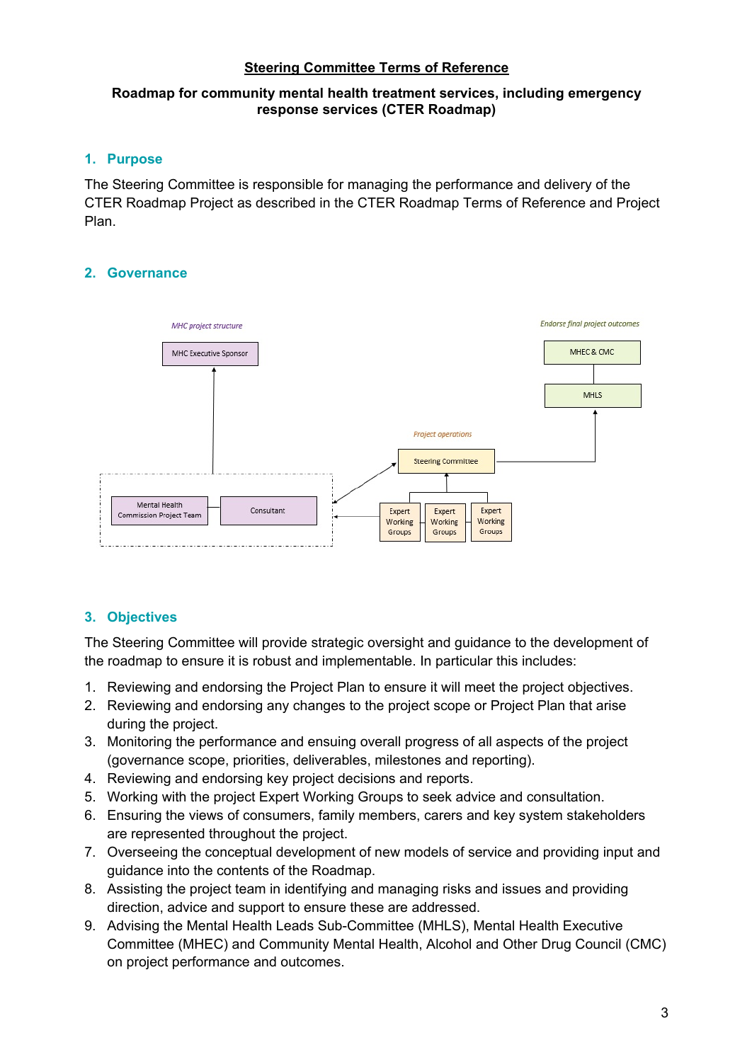**Steering Committee Terms of Reference**

**Roadmap for community mental health treatment services, including emergency response services (CTER Roadmap)**

## 1. Purpose

The Steering Committee is responsible for managing the performance and delivery of the CTER Roadmap Project as described in the CTER Roadmap Terms of Reference and Project Plan.

## 2. Governance

## 3. Objectives

The Steering Committee will provide strategic oversight and guidance to the development of the roadmap to ensure it is robust and implementable. In particular this includes:

1. Reviewing and endorsing the Project Plan to ensure it will meet the project objectives.
2. Reviewing and endorsing any changes to the project scope or Project Plan that arise during the project.
3. Monitoring the performance and ensuing overall progress of all aspects of the project (governance scope, priorities, deliverables, milestones and reporting).
4. Reviewing and endorsing key project decisions and reports.
5. Working with the project Expert Working Groups to seek advice and consultation.
6. Ensuring the views of consumers, family members, carers and key system stakeholders are represented throughout the project.
7. Overseeing the conceptual development of new models of service and providing input and guidance into the contents of the Roadmap.
8. Assisting the project team in identifying and managing risks and issues and providing direction, advice and support to ensure these are addressed.
9. Advising the Mental Health Leads Sub-Committee (MHLS), Mental Health Executive Committee (MHEC) and Community Mental Health, Alcohol and Other Drug Council (CMC) on project performance and outcomes.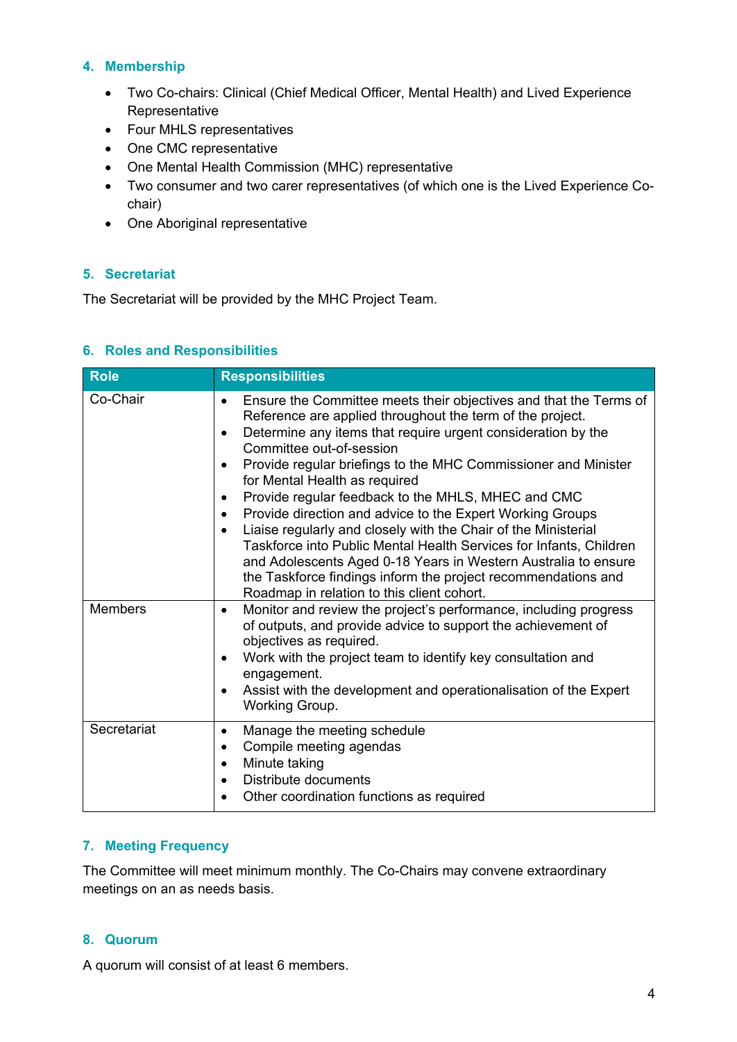## 4. Membership

- Two Co-chairs: Clinical (Chief Medical Officer, Mental Health) and Lived Experience Representative
- Four MHLS representatives
- One CMC representative
- One Mental Health Commission (MHC) representative
- Two consumer and two carer representatives (of which one is the Lived Experience Co-chair)
- One Aboriginal representative

## 5. Secretariat

The Secretariat will be provided by the MHC Project Team.

## 6. Roles and Responsibilities

| Role | Responsibilities |
| --- | --- |
| Co-Chair | • Ensure the Committee meets their objectives and that the Terms of Reference are applied throughout the term of the project.<br>• Determine any items that require urgent consideration by the Committee out-of-session<br>• Provide regular briefings to the MHC Commissioner and Minister for Mental Health as required<br>• Provide regular feedback to the MHLS, MHEC and CMC<br>• Provide direction and advice to the Expert Working Groups<br>• Liaise regularly and closely with the Chair of the Ministerial Taskforce into Public Mental Health Services for Infants, Children and Adolescents Aged 0-18 Years in Western Australia to ensure the Taskforce findings inform the project recommendations and Roadmap in relation to this client cohort. |
| Members | • Monitor and review the project's performance, including progress of outputs, and provide advice to support the achievement of objectives as required.<br>• Work with the project team to identify key consultation and engagement.<br>• Assist with the development and operationalisation of the Expert Working Group. |
| Secretariat | • Manage the meeting schedule<br>• Compile meeting agendas<br>• Minute taking<br>• Distribute documents<br>• Other coordination functions as required |

## 7. Meeting Frequency

The Committee will meet minimum monthly. The Co-Chairs may convene extraordinary meetings on an as needs basis.

## 8. Quorum

A quorum will consist of at least 6 members.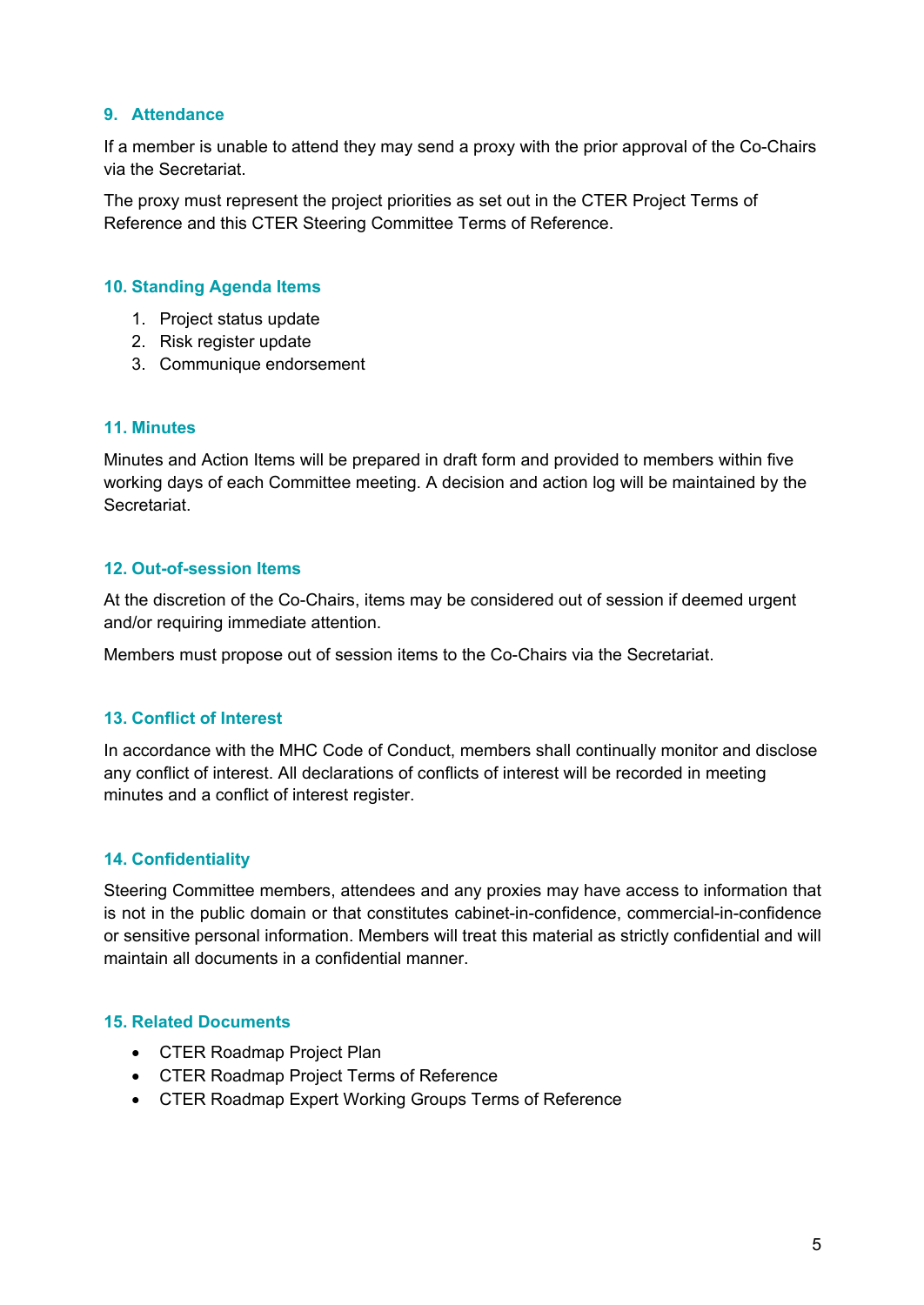## 9. Attendance

If a member is unable to attend they may send a proxy with the prior approval of the Co-Chairs via the Secretariat.

The proxy must represent the project priorities as set out in the CTER Project Terms of Reference and this CTER Steering Committee Terms of Reference.

## 10. Standing Agenda Items

1. Project status update
2. Risk register update
3. Communique endorsement

## 11. Minutes

Minutes and Action Items will be prepared in draft form and provided to members within five working days of each Committee meeting. A decision and action log will be maintained by the Secretariat.

## 12. Out-of-session Items

At the discretion of the Co-Chairs, items may be considered out of session if deemed urgent and/or requiring immediate attention.

Members must propose out of session items to the Co-Chairs via the Secretariat.

## 13. Conflict of Interest

In accordance with the MHC Code of Conduct, members shall continually monitor and disclose any conflict of interest. All declarations of conflicts of interest will be recorded in meeting minutes and a conflict of interest register.

## 14. Confidentiality

Steering Committee members, attendees and any proxies may have access to information that is not in the public domain or that constitutes cabinet-in-confidence, commercial-in-confidence or sensitive personal information. Members will treat this material as strictly confidential and will maintain all documents in a confidential manner.

## 15. Related Documents

- CTER Roadmap Project Plan
- CTER Roadmap Project Terms of Reference
- CTER Roadmap Expert Working Groups Terms of Reference